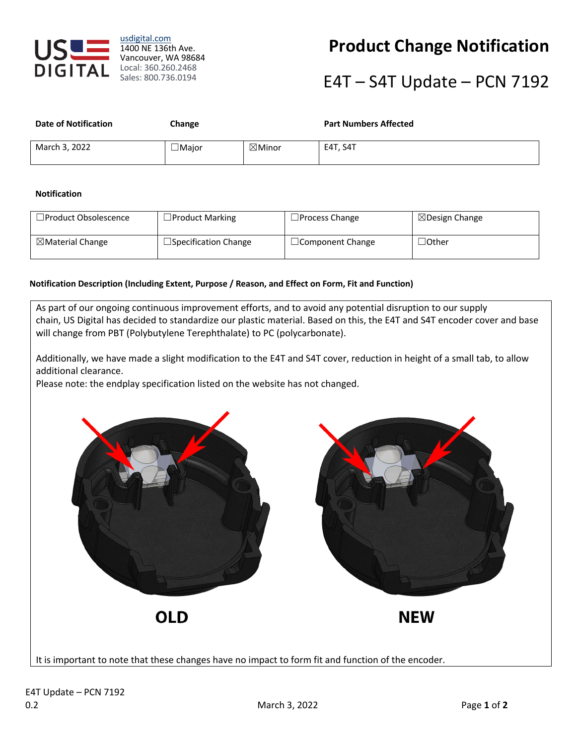US DIGITAL

usdigital.com
1400 NE 136th Ave.
Vancouver, WA 98684
Local: 360.260.2468
Sales: 800.736.0194

# Product Change Notification

## E4T – S4T Update – PCN 7192

| Date of Notification | Change | | Part Numbers Affected |
|---|---|---|---|
| March 3, 2022 | ☐Major | ☒Minor | E4T, S4T |

**Notification**

| | | | |
|---|---|---|---|
| ☐Product Obsolescence | ☐Product Marking | ☐Process Change | ☒Design Change |
| ☒Material Change | ☐Specification Change | ☐Component Change | ☐Other |

**Notification Description (Including Extent, Purpose / Reason, and Effect on Form, Fit and Function)**

As part of our ongoing continuous improvement efforts, and to avoid any potential disruption to our supply chain, US Digital has decided to standardize our plastic material. Based on this, the E4T and S4T encoder cover and base will change from PBT (Polybutylene Terephthalate) to PC (polycarbonate).

Additionally, we have made a slight modification to the E4T and S4T cover, reduction in height of a small tab, to allow additional clearance.
Please note: the endplay specification listed on the website has not changed.

**OLD** **NEW**

It is important to note that these changes have no impact to form fit and function of the encoder.

E4T Update – PCN 7192
0.2 March 3, 2022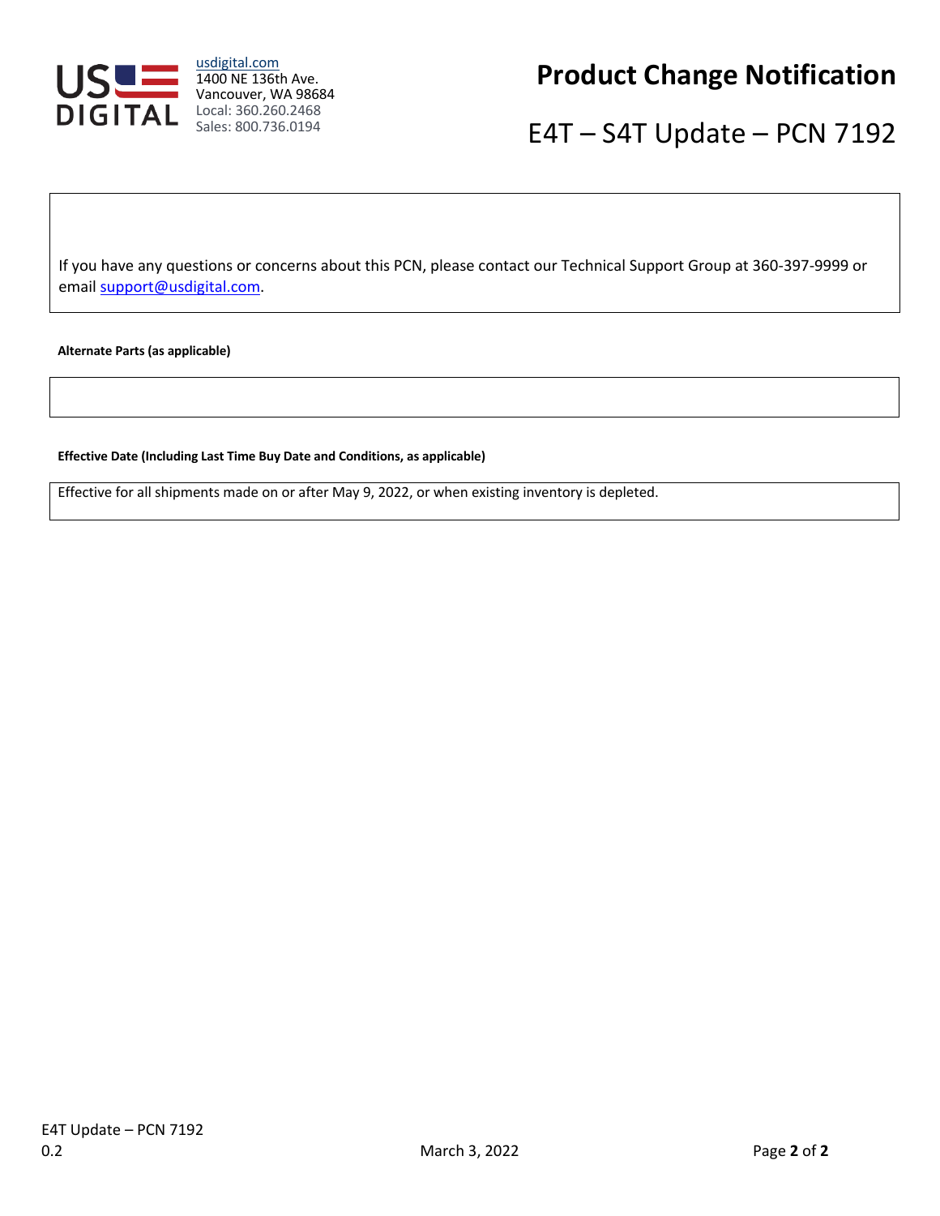If you have any questions or concerns about this PCN, please contact our Technical Support Group at 360-397-9999 or email support@usdigital.com.

**Alternate Parts (as applicable)**

**Effective Date (Including Last Time Buy Date and Conditions, as applicable)**

Effective for all shipments made on or after May 9, 2022, or when existing inventory is depleted.